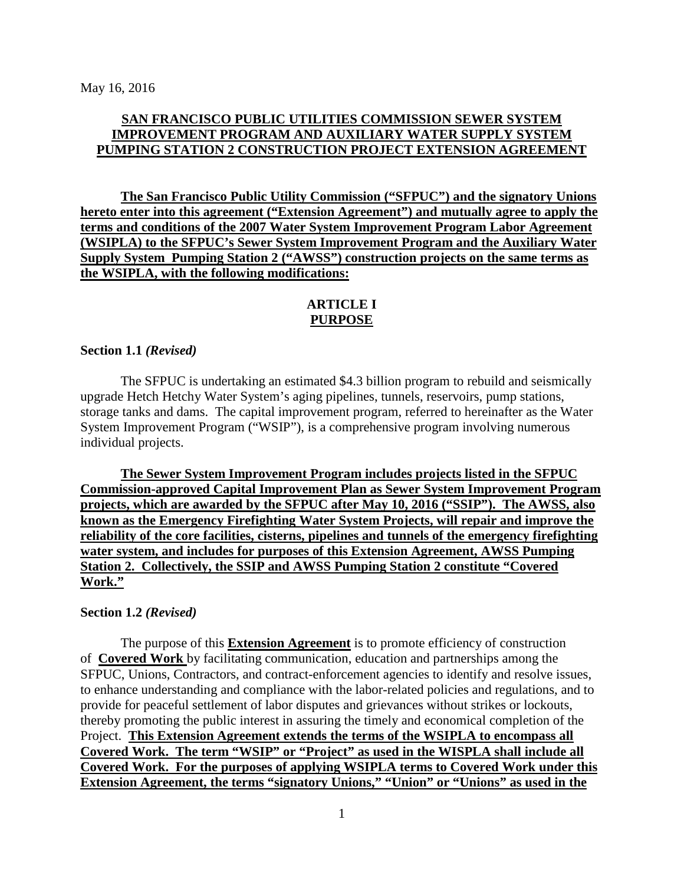May 16, 2016

**SAN FRANCISCO PUBLIC UTILITIES COMMISSION SEWER SYSTEM IMPROVEMENT PROGRAM AND AUXILIARY WATER SUPPLY SYSTEM PUMPING STATION 2 CONSTRUCTION PROJECT EXTENSION AGREEMENT**

**The San Francisco Public Utility Commission ("SFPUC") and the signatory Unions hereto enter into this agreement ("Extension Agreement") and mutually agree to apply the terms and conditions of the 2007 Water System Improvement Program Labor Agreement (WSIPLA) to the SFPUC's Sewer System Improvement Program and the Auxiliary Water Supply System Pumping Station 2 ("AWSS") construction projects on the same terms as the WSIPLA, with the following modifications:**

## ARTICLE I
## PURPOSE

**Section 1.1** ***(Revised)***

The SFPUC is undertaking an estimated $4.3 billion program to rebuild and seismically upgrade Hetch Hetchy Water System's aging pipelines, tunnels, reservoirs, pump stations, storage tanks and dams. The capital improvement program, referred to hereinafter as the Water System Improvement Program ("WSIP"), is a comprehensive program involving numerous individual projects.

**The Sewer System Improvement Program includes projects listed in the SFPUC Commission-approved Capital Improvement Plan as Sewer System Improvement Program projects, which are awarded by the SFPUC after May 10, 2016 ("SSIP"). The AWSS, also known as the Emergency Firefighting Water System Projects, will repair and improve the reliability of the core facilities, cisterns, pipelines and tunnels of the emergency firefighting water system, and includes for purposes of this Extension Agreement, AWSS Pumping Station 2. Collectively, the SSIP and AWSS Pumping Station 2 constitute "Covered Work."**

**Section 1.2** ***(Revised)***

The purpose of this **Extension Agreement** is to promote efficiency of construction of **Covered Work** by facilitating communication, education and partnerships among the SFPUC, Unions, Contractors, and contract-enforcement agencies to identify and resolve issues, to enhance understanding and compliance with the labor-related policies and regulations, and to provide for peaceful settlement of labor disputes and grievances without strikes or lockouts, thereby promoting the public interest in assuring the timely and economical completion of the Project. **This Extension Agreement extends the terms of the WSIPLA to encompass all Covered Work. The term "WSIP" or "Project" as used in the WISPLA shall include all Covered Work. For the purposes of applying WSIPLA terms to Covered Work under this Extension Agreement, the terms "signatory Unions," "Union" or "Unions" as used in the**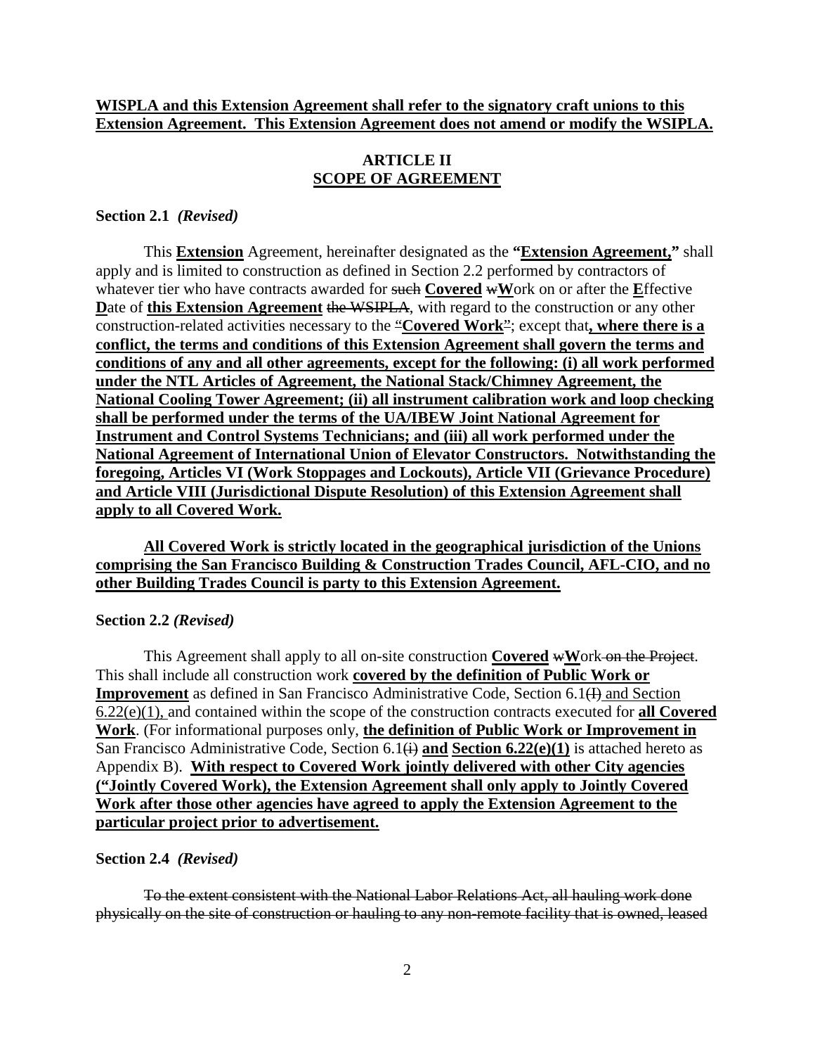**<u>WISPLA and this Extension Agreement shall refer to the signatory craft unions to this Extension Agreement. This Extension Agreement does not amend or modify the WSIPLA.</u>**

## ARTICLE II
## <u>SCOPE OF AGREEMENT</u>

**Section 2.1** ***(Revised)***

This **<u>Extension</u>** Agreement, hereinafter designated as the **"<u>Extension Agreement,</u>"** shall apply and is limited to construction as defined in Section 2.2 performed by contractors of whatever tier who have contracts awarded for ~~such~~ **<u>Covered</u>** ~~w~~**<u>W</u>**ork on or after the **<u>E</u>**ffective **<u>D</u>**ate of **<u>this Extension Agreement</u>** ~~the WSIPLA~~, with regard to the construction or any other construction-related activities necessary to the ~~"~~**<u>Covered Work</u>**~~"~~; except that**<u>, where there is a conflict, the terms and conditions of this Extension Agreement shall govern the terms and conditions of any and all other agreements, except for the following: (i) all work performed under the NTL Articles of Agreement, the National Stack/Chimney Agreement, the National Cooling Tower Agreement; (ii) all instrument calibration work and loop checking shall be performed under the terms of the UA/IBEW Joint National Agreement for Instrument and Control Systems Technicians; and (iii) all work performed under the National Agreement of International Union of Elevator Constructors. Notwithstanding the foregoing, Articles VI (Work Stoppages and Lockouts), Article VII (Grievance Procedure) and Article VIII (Jurisdictional Dispute Resolution) of this Extension Agreement shall apply to all Covered Work.</u>**

**<u>All Covered Work is strictly located in the geographical jurisdiction of the Unions comprising the San Francisco Building & Construction Trades Council, AFL-CIO, and no other Building Trades Council is party to this Extension Agreement.</u>**

**Section 2.2** ***(Revised)***

This Agreement shall apply to all on-site construction **<u>Covered</u>** ~~w~~**<u>W</u>**ork~~ on the Project~~. This shall include all construction work **<u>covered by the definition of Public Work or Improvement</u>** as defined in San Francisco Administrative Code, Section 6.1~~(I)~~ <u>and Section 6.22(e)(1),</u> and contained within the scope of the construction contracts executed for **<u>all Covered Work</u>**. (For informational purposes only, **<u>the definition of Public Work or Improvement in</u>** San Francisco Administrative Code, Section 6.1~~(i)~~ **<u>and</u>** **<u>Section 6.22(e)(1)</u>** is attached hereto as Appendix B). **<u>With respect to Covered Work jointly delivered with other City agencies ("Jointly Covered Work), the Extension Agreement shall only apply to Jointly Covered Work after those other agencies have agreed to apply the Extension Agreement to the particular project prior to advertisement.</u>**

**Section 2.4** ***(Revised)***

~~To the extent consistent with the National Labor Relations Act, all hauling work done physically on the site of construction or hauling to any non-remote facility that is owned, leased~~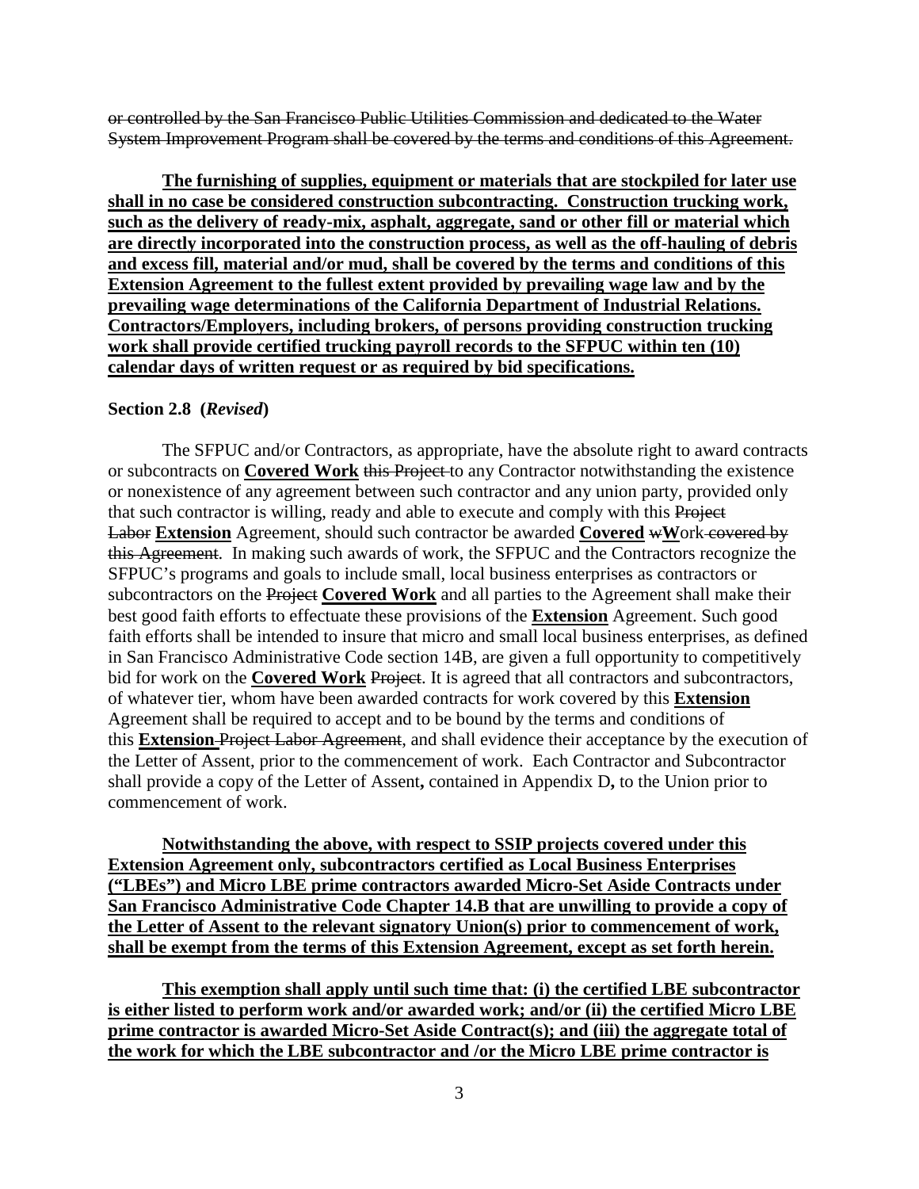~~or controlled by the San Francisco Public Utilities Commission and dedicated to the Water System Improvement Program shall be covered by the terms and conditions of this Agreement.~~

<u>**The furnishing of supplies, equipment or materials that are stockpiled for later use shall in no case be considered construction subcontracting. Construction trucking work, such as the delivery of ready-mix, asphalt, aggregate, sand or other fill or material which are directly incorporated into the construction process, as well as the off-hauling of debris and excess fill, material and/or mud, shall be covered by the terms and conditions of this Extension Agreement to the fullest extent provided by prevailing wage law and by the prevailing wage determinations of the California Department of Industrial Relations. Contractors/Employers, including brokers, of persons providing construction trucking work shall provide certified trucking payroll records to the SFPUC within ten (10) calendar days of written request or as required by bid specifications.**</u>

**Section 2.8 (*Revised*)**

The SFPUC and/or Contractors, as appropriate, have the absolute right to award contracts or subcontracts on <u>**Covered Work**</u> ~~this Project~~ to any Contractor notwithstanding the existence or nonexistence of any agreement between such contractor and any union party, provided only that such contractor is willing, ready and able to execute and comply with this ~~Project Labor~~ <u>**Extension**</u> Agreement, should such contractor be awarded <u>**Covered**</u> ~~w~~<u>**W**</u>ork ~~covered by this Agreement~~. In making such awards of work, the SFPUC and the Contractors recognize the SFPUC's programs and goals to include small, local business enterprises as contractors or subcontractors on the ~~Project~~ <u>**Covered Work**</u> and all parties to the Agreement shall make their best good faith efforts to effectuate these provisions of the <u>**Extension**</u> Agreement. Such good faith efforts shall be intended to insure that micro and small local business enterprises, as defined in San Francisco Administrative Code section 14B, are given a full opportunity to competitively bid for work on the <u>**Covered Work**</u> ~~Project~~. It is agreed that all contractors and subcontractors, of whatever tier, whom have been awarded contracts for work covered by this <u>**Extension**</u> Agreement shall be required to accept and to be bound by the terms and conditions of this <u>**Extension**</u> ~~Project Labor Agreement~~, and shall evidence their acceptance by the execution of the Letter of Assent, prior to the commencement of work. Each Contractor and Subcontractor shall provide a copy of the Letter of Assent**,** contained in Appendix D**,** to the Union prior to commencement of work.

<u>**Notwithstanding the above, with respect to SSIP projects covered under this Extension Agreement only, subcontractors certified as Local Business Enterprises ("LBEs") and Micro LBE prime contractors awarded Micro-Set Aside Contracts under San Francisco Administrative Code Chapter 14.B that are unwilling to provide a copy of the Letter of Assent to the relevant signatory Union(s) prior to commencement of work, shall be exempt from the terms of this Extension Agreement, except as set forth herein.**</u>

<u>**This exemption shall apply until such time that: (i) the certified LBE subcontractor is either listed to perform work and/or awarded work; and/or (ii) the certified Micro LBE prime contractor is awarded Micro-Set Aside Contract(s); and (iii) the aggregate total of the work for which the LBE subcontractor and /or the Micro LBE prime contractor is**</u>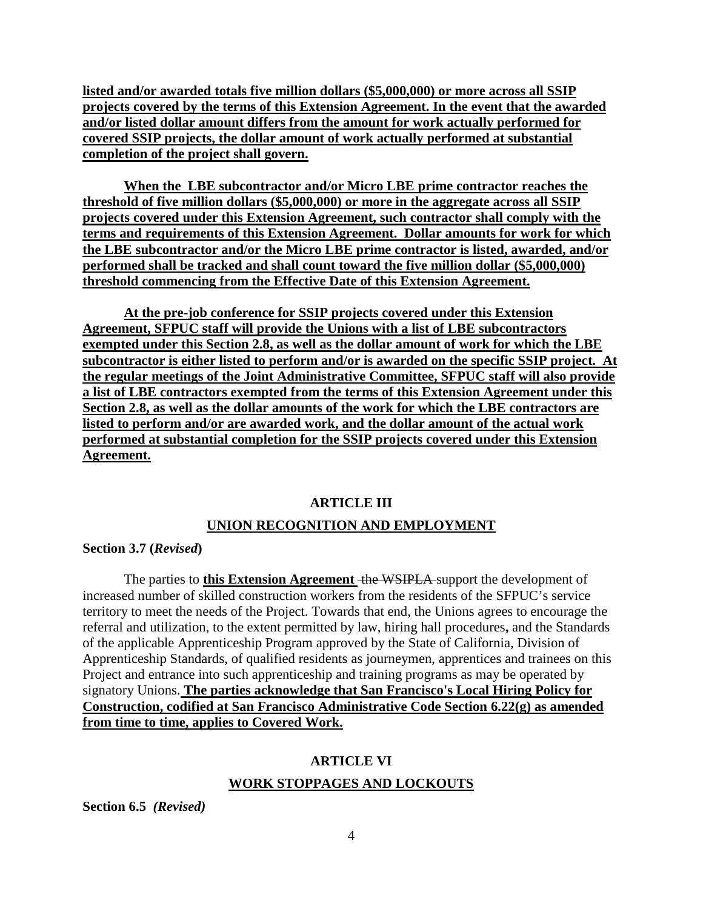**listed and/or awarded totals five million dollars ($5,000,000) or more across all SSIP projects covered by the terms of this Extension Agreement. In the event that the awarded and/or listed dollar amount differs from the amount for work actually performed for covered SSIP projects, the dollar amount of work actually performed at substantial completion of the project shall govern.**

**When the LBE subcontractor and/or Micro LBE prime contractor reaches the threshold of five million dollars ($5,000,000) or more in the aggregate across all SSIP projects covered under this Extension Agreement, such contractor shall comply with the terms and requirements of this Extension Agreement. Dollar amounts for work for which the LBE subcontractor and/or the Micro LBE prime contractor is listed, awarded, and/or performed shall be tracked and shall count toward the five million dollar ($5,000,000) threshold commencing from the Effective Date of this Extension Agreement.**

**At the pre-job conference for SSIP projects covered under this Extension Agreement, SFPUC staff will provide the Unions with a list of LBE subcontractors exempted under this Section 2.8, as well as the dollar amount of work for which the LBE subcontractor is either listed to perform and/or is awarded on the specific SSIP project. At the regular meetings of the Joint Administrative Committee, SFPUC staff will also provide a list of LBE contractors exempted from the terms of this Extension Agreement under this Section 2.8, as well as the dollar amounts of the work for which the LBE contractors are listed to perform and/or are awarded work, and the dollar amount of the actual work performed at substantial completion for the SSIP projects covered under this Extension Agreement.**

## ARTICLE III

## UNION RECOGNITION AND EMPLOYMENT

**Section 3.7 (*Revised*)**

The parties to **this Extension Agreement** ~~the WSIPLA~~ support the development of increased number of skilled construction workers from the residents of the SFPUC's service territory to meet the needs of the Project. Towards that end, the Unions agrees to encourage the referral and utilization, to the extent permitted by law, hiring hall procedures**,** and the Standards of the applicable Apprenticeship Program approved by the State of California, Division of Apprenticeship Standards, of qualified residents as journeymen, apprentices and trainees on this Project and entrance into such apprenticeship and training programs as may be operated by signatory Unions. **The parties acknowledge that San Francisco's Local Hiring Policy for Construction, codified at San Francisco Administrative Code Section 6.22(g) as amended from time to time, applies to Covered Work.**

## ARTICLE VI

## WORK STOPPAGES AND LOCKOUTS

**Section 6.5 *(Revised)***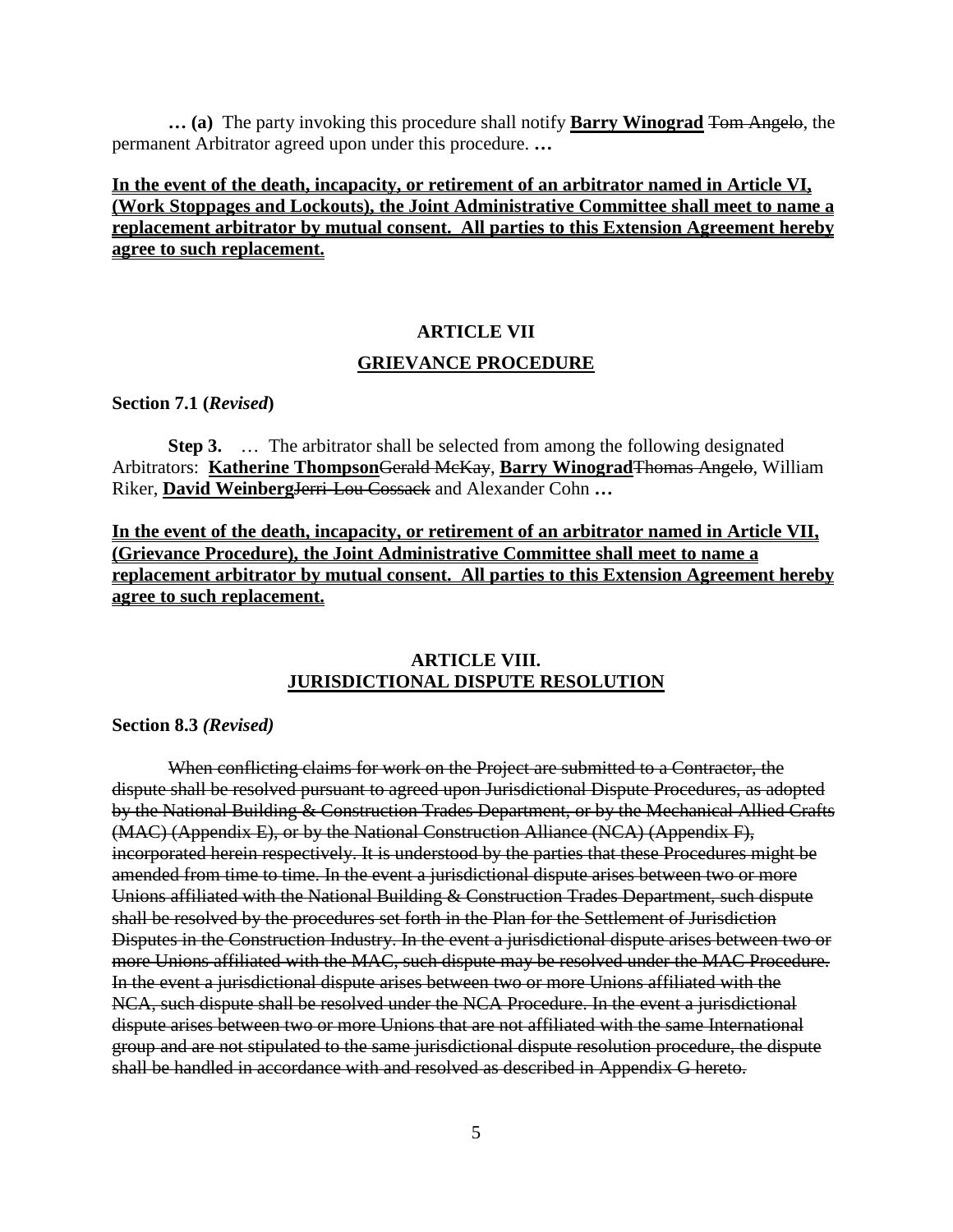**… (a)** The party invoking this procedure shall notify **<u>Barry Winograd</u>** ~~Tom Angelo~~, the permanent Arbitrator agreed upon under this procedure. **…**

**<u>In the event of the death, incapacity, or retirement of an arbitrator named in Article VI, (Work Stoppages and Lockouts), the Joint Administrative Committee shall meet to name a replacement arbitrator by mutual consent. All parties to this Extension Agreement hereby agree to such replacement.</u>**

## ARTICLE VII

## <u>GRIEVANCE PROCEDURE</u>

**Section 7.1 (*Revised*)**

**Step 3.** … The arbitrator shall be selected from among the following designated Arbitrators: **<u>Katherine Thompson</u>**~~Gerald McKay~~, **<u>Barry Winograd</u>**~~Thomas Angelo~~, William Riker, **<u>David Weinberg</u>**~~Jerri-Lou Cossack~~ and Alexander Cohn **…**

**<u>In the event of the death, incapacity, or retirement of an arbitrator named in Article VII, (Grievance Procedure), the Joint Administrative Committee shall meet to name a replacement arbitrator by mutual consent. All parties to this Extension Agreement hereby agree to such replacement.</u>**

## ARTICLE VIII.
## <u>JURISDICTIONAL DISPUTE RESOLUTION</u>

**Section 8.3 *(Revised)***

~~When conflicting claims for work on the Project are submitted to a Contractor, the dispute shall be resolved pursuant to agreed upon Jurisdictional Dispute Procedures, as adopted by the National Building & Construction Trades Department, or by the Mechanical Allied Crafts (MAC) (Appendix E), or by the National Construction Alliance (NCA) (Appendix F), incorporated herein respectively. It is understood by the parties that these Procedures might be amended from time to time. In the event a jurisdictional dispute arises between two or more Unions affiliated with the National Building & Construction Trades Department, such dispute shall be resolved by the procedures set forth in the Plan for the Settlement of Jurisdiction Disputes in the Construction Industry. In the event a jurisdictional dispute arises between two or more Unions affiliated with the MAC, such dispute may be resolved under the MAC Procedure. In the event a jurisdictional dispute arises between two or more Unions affiliated with the NCA, such dispute shall be resolved under the NCA Procedure. In the event a jurisdictional dispute arises between two or more Unions that are not affiliated with the same International group and are not stipulated to the same jurisdictional dispute resolution procedure, the dispute shall be handled in accordance with and resolved as described in Appendix G hereto.~~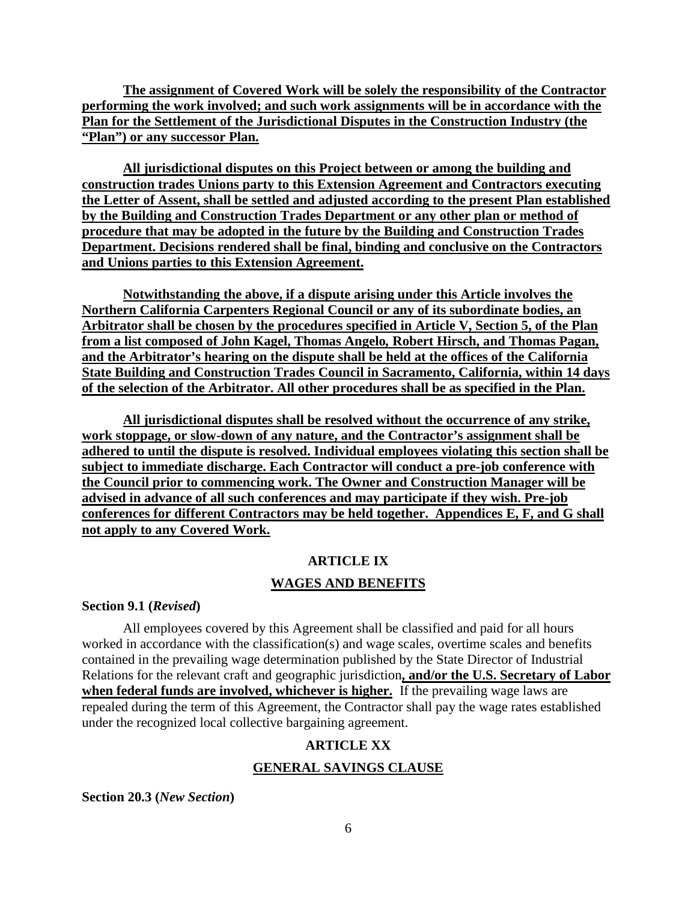**The assignment of Covered Work will be solely the responsibility of the Contractor performing the work involved; and such work assignments will be in accordance with the Plan for the Settlement of the Jurisdictional Disputes in the Construction Industry (the "Plan") or any successor Plan.**

**All jurisdictional disputes on this Project between or among the building and construction trades Unions party to this Extension Agreement and Contractors executing the Letter of Assent, shall be settled and adjusted according to the present Plan established by the Building and Construction Trades Department or any other plan or method of procedure that may be adopted in the future by the Building and Construction Trades Department. Decisions rendered shall be final, binding and conclusive on the Contractors and Unions parties to this Extension Agreement.**

**Notwithstanding the above, if a dispute arising under this Article involves the Northern California Carpenters Regional Council or any of its subordinate bodies, an Arbitrator shall be chosen by the procedures specified in Article V, Section 5, of the Plan from a list composed of John Kagel, Thomas Angelo, Robert Hirsch, and Thomas Pagan, and the Arbitrator's hearing on the dispute shall be held at the offices of the California State Building and Construction Trades Council in Sacramento, California, within 14 days of the selection of the Arbitrator. All other procedures shall be as specified in the Plan.**

**All jurisdictional disputes shall be resolved without the occurrence of any strike, work stoppage, or slow-down of any nature, and the Contractor's assignment shall be adhered to until the dispute is resolved. Individual employees violating this section shall be subject to immediate discharge. Each Contractor will conduct a pre-job conference with the Council prior to commencing work. The Owner and Construction Manager will be advised in advance of all such conferences and may participate if they wish. Pre-job conferences for different Contractors may be held together. Appendices E, F, and G shall not apply to any Covered Work.**

## ARTICLE IX

## WAGES AND BENEFITS

**Section 9.1 (*Revised*)**

All employees covered by this Agreement shall be classified and paid for all hours worked in accordance with the classification(s) and wage scales, overtime scales and benefits contained in the prevailing wage determination published by the State Director of Industrial Relations for the relevant craft and geographic jurisdiction**, and/or the U.S. Secretary of Labor when federal funds are involved, whichever is higher.** If the prevailing wage laws are repealed during the term of this Agreement, the Contractor shall pay the wage rates established under the recognized local collective bargaining agreement.

## ARTICLE XX

## GENERAL SAVINGS CLAUSE

**Section 20.3 (*New Section*)**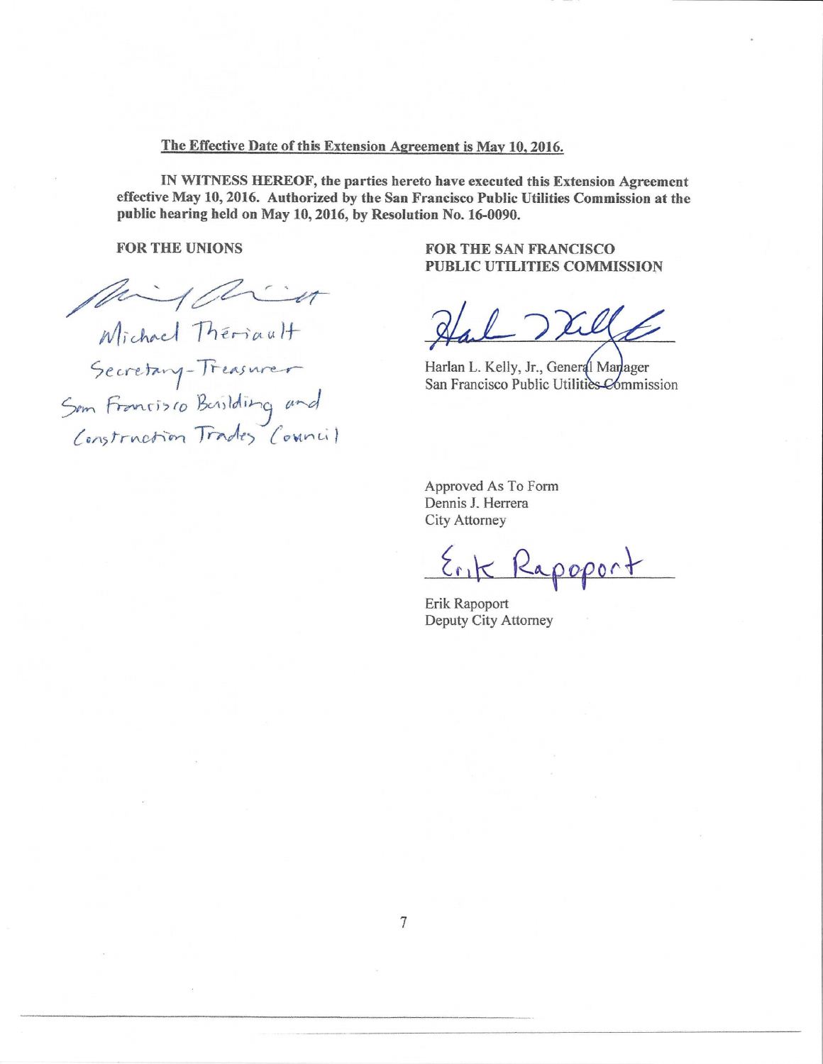**The Effective Date of this Extension Agreement is May 10, 2016.**

**IN WITNESS HEREOF, the parties hereto have executed this Extension Agreement effective May 10, 2016. Authorized by the San Francisco Public Utilities Commission at the public hearing held on May 10, 2016, by Resolution No. 16-0090.**

**FOR THE UNIONS**

Michael Thériault
Secretary-Treasurer
San Francisco Building and Construction Trades Council

**FOR THE SAN FRANCISCO PUBLIC UTILITIES COMMISSION**

Harlan L. Kelly, Jr., General Manager
San Francisco Public Utilities Commission

Approved As To Form
Dennis J. Herrera
City Attorney

Erik Rapoport
Deputy City Attorney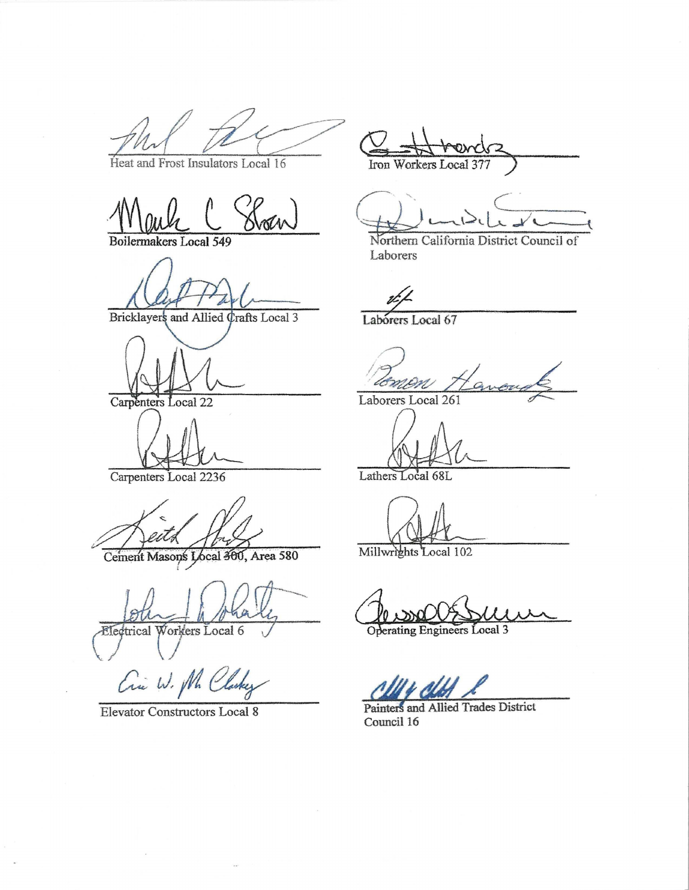Heat and Frost Insulators Local 16

Boilermakers Local 549

Bricklayers and Allied Crafts Local 3

Carpenters Local 22

Carpenters Local 2236

Cement Masons Local 300, Area 580

Electrical Workers Local 6

Elevator Constructors Local 8

Iron Workers Local 377

Northern California District Council of Laborers

Laborers Local 67

Laborers Local 261

Lathers Local 68L

Millwrights Local 102

Operating Engineers Local 3

Painters and Allied Trades District Council 16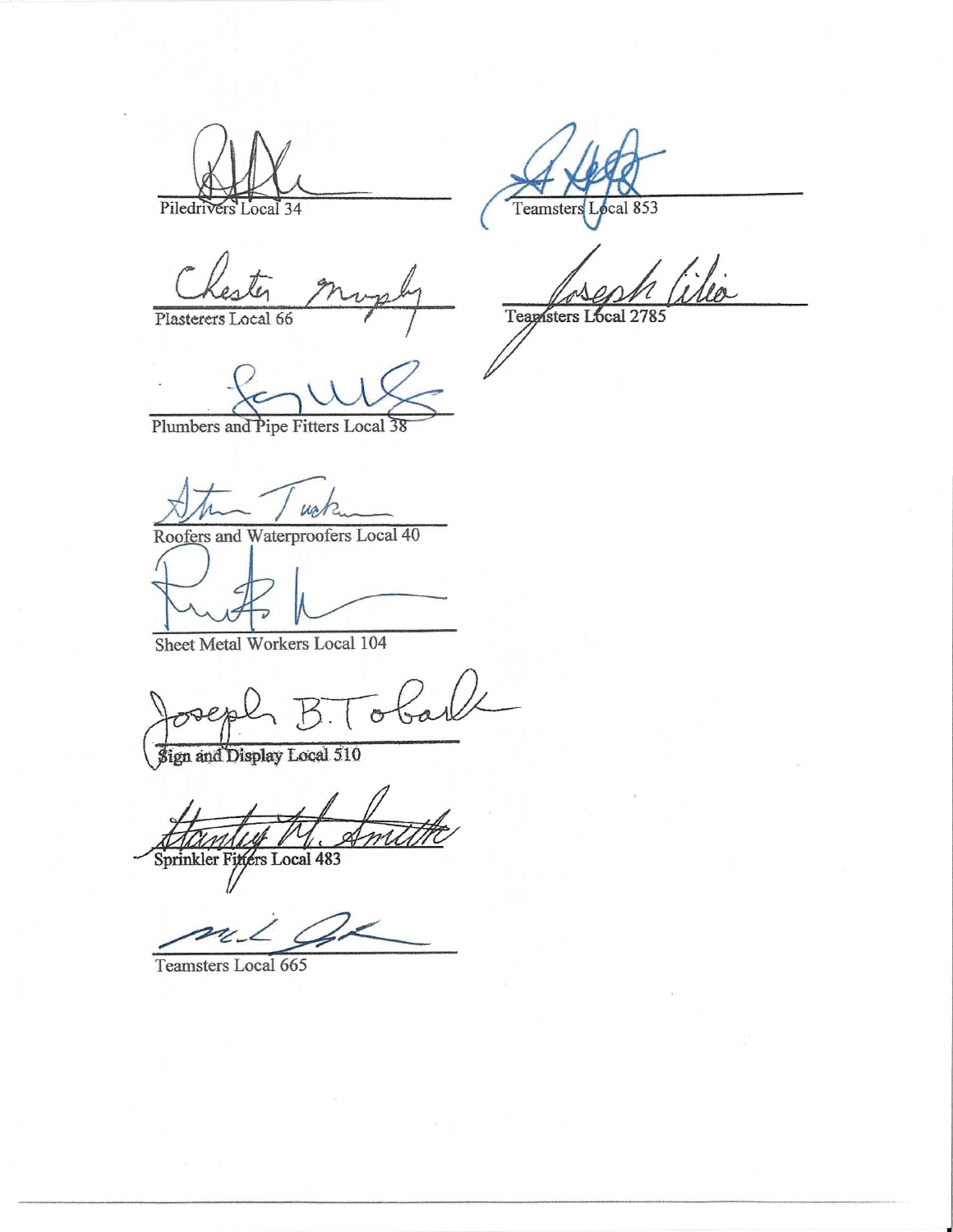Piledrivers Local 34

Teamsters Local 853

Plasterers Local 66

Teamsters Local 2785

Plumbers and Pipe Fitters Local 38

Roofers and Waterproofers Local 40

Sheet Metal Workers Local 104

Sign and Display Local 510

Sprinkler Fitters Local 483

Teamsters Local 665